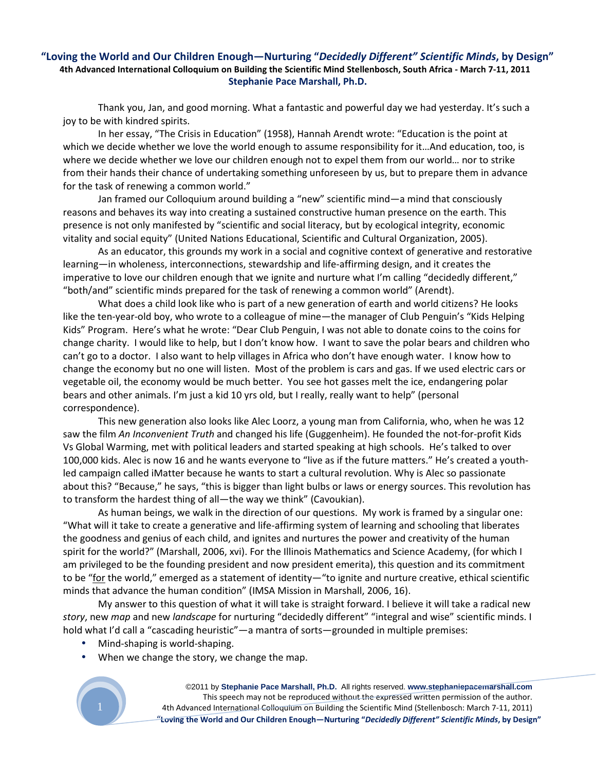# "Loving the World and Our Children Enough—Nurturing "*Decidedly Different" Scientific Minds*, by Design"

**4th Advanced International Colloquium on Building the Scientific Mind Stellenbosch, South Africa - March 7-11, 2011**

**Stephanie Pace Marshall, Ph.D.**

Thank you, Jan, and good morning. What a fantastic and powerful day we had yesterday. It's such a joy to be with kindred spirits.

In her essay, "The Crisis in Education" (1958), Hannah Arendt wrote: "Education is the point at which we decide whether we love the world enough to assume responsibility for it…And education, too, is where we decide whether we love our children enough not to expel them from our world… nor to strike from their hands their chance of undertaking something unforeseen by us, but to prepare them in advance for the task of renewing a common world."

Jan framed our Colloquium around building a "new" scientific mind—a mind that consciously reasons and behaves its way into creating a sustained constructive human presence on the earth. This presence is not only manifested by "scientific and social literacy, but by ecological integrity, economic vitality and social equity" (United Nations Educational, Scientific and Cultural Organization, 2005).

As an educator, this grounds my work in a social and cognitive context of generative and restorative learning—in wholeness, interconnections, stewardship and life-affirming design, and it creates the imperative to love our children enough that we ignite and nurture what I'm calling "decidedly different," "both/and" scientific minds prepared for the task of renewing a common world" (Arendt).

What does a child look like who is part of a new generation of earth and world citizens? He looks like the ten-year-old boy, who wrote to a colleague of mine—the manager of Club Penguin's "Kids Helping Kids" Program. Here's what he wrote: "Dear Club Penguin, I was not able to donate coins to the coins for change charity. I would like to help, but I don't know how. I want to save the polar bears and children who can't go to a doctor. I also want to help villages in Africa who don't have enough water. I know how to change the economy but no one will listen. Most of the problem is cars and gas. If we used electric cars or vegetable oil, the economy would be much better. You see hot gasses melt the ice, endangering polar bears and other animals. I'm just a kid 10 yrs old, but I really, really want to help" (personal correspondence).

This new generation also looks like Alec Loorz, a young man from California, who, when he was 12 saw the film *An Inconvenient Truth* and changed his life (Guggenheim). He founded the not-for-profit Kids Vs Global Warming, met with political leaders and started speaking at high schools. He's talked to over 100,000 kids. Alec is now 16 and he wants everyone to "live as if the future matters." He's created a youth-led campaign called iMatter because he wants to start a cultural revolution. Why is Alec so passionate about this? "Because," he says, "this is bigger than light bulbs or laws or energy sources. This revolution has to transform the hardest thing of all—the way we think" (Cavoukian).

As human beings, we walk in the direction of our questions. My work is framed by a singular one: "What will it take to create a generative and life-affirming system of learning and schooling that liberates the goodness and genius of each child, and ignites and nurtures the power and creativity of the human spirit for the world?" (Marshall, 2006, xvi). For the Illinois Mathematics and Science Academy, (for which I am privileged to be the founding president and now president emerita), this question and its commitment to be "<u>for</u> the world," emerged as a statement of identity—"to ignite and nurture creative, ethical scientific minds that advance the human condition" (IMSA Mission in Marshall, 2006, 16).

My answer to this question of what it will take is straight forward. I believe it will take a radical new *story*, new *map* and new *landscape* for nurturing "decidedly different" "integral and wise" scientific minds. I hold what I'd call a "cascading heuristic"—a mantra of sorts—grounded in multiple premises:

- Mind-shaping is world-shaping.
- When we change the story, we change the map.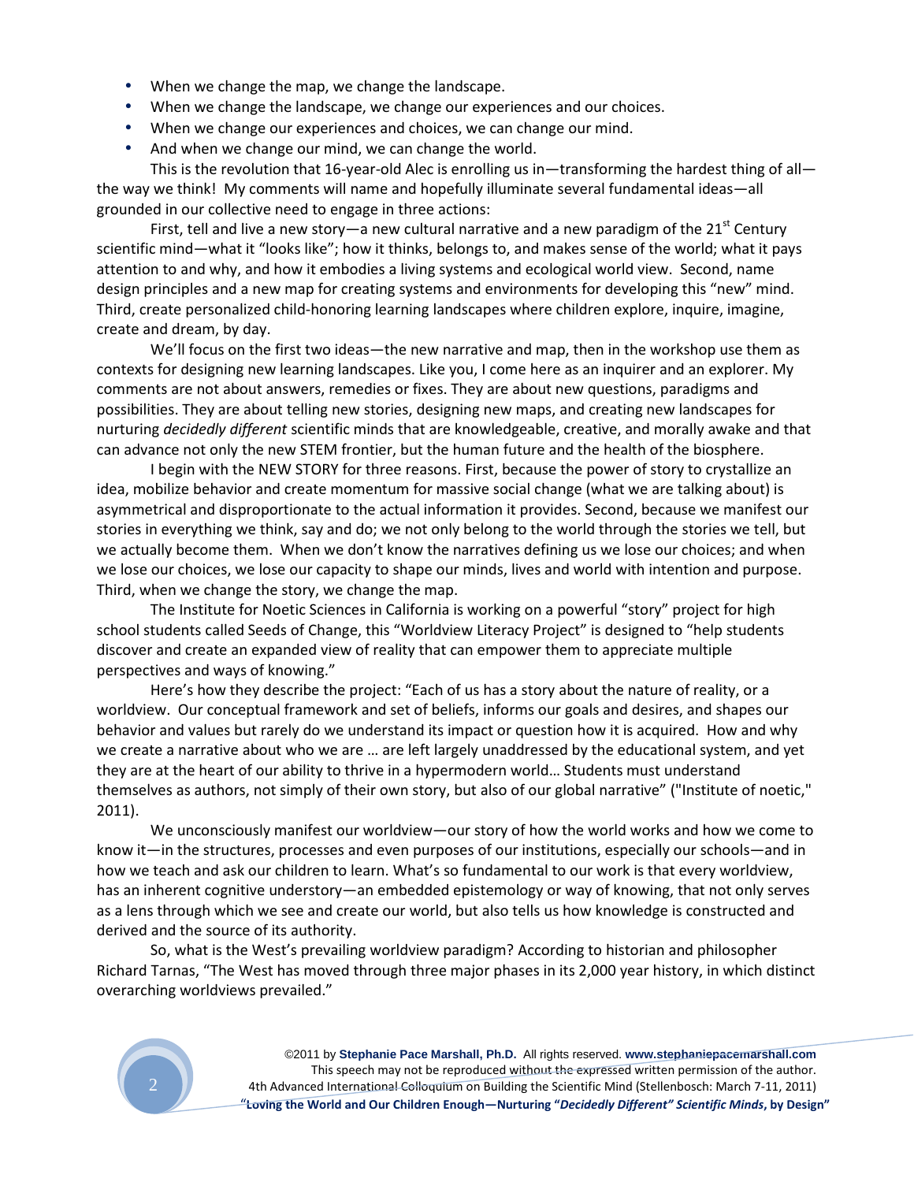- When we change the map, we change the landscape.
- When we change the landscape, we change our experiences and our choices.
- When we change our experiences and choices, we can change our mind.
- And when we change our mind, we can change the world.

This is the revolution that 16-year-old Alec is enrolling us in—transforming the hardest thing of all—the way we think! My comments will name and hopefully illuminate several fundamental ideas—all grounded in our collective need to engage in three actions:

First, tell and live a new story—a new cultural narrative and a new paradigm of the 21st Century scientific mind—what it "looks like"; how it thinks, belongs to, and makes sense of the world; what it pays attention to and why, and how it embodies a living systems and ecological world view. Second, name design principles and a new map for creating systems and environments for developing this "new" mind. Third, create personalized child-honoring learning landscapes where children explore, inquire, imagine, create and dream, by day.

We'll focus on the first two ideas—the new narrative and map, then in the workshop use them as contexts for designing new learning landscapes. Like you, I come here as an inquirer and an explorer. My comments are not about answers, remedies or fixes. They are about new questions, paradigms and possibilities. They are about telling new stories, designing new maps, and creating new landscapes for nurturing *decidedly different* scientific minds that are knowledgeable, creative, and morally awake and that can advance not only the new STEM frontier, but the human future and the health of the biosphere.

I begin with the NEW STORY for three reasons. First, because the power of story to crystallize an idea, mobilize behavior and create momentum for massive social change (what we are talking about) is asymmetrical and disproportionate to the actual information it provides. Second, because we manifest our stories in everything we think, say and do; we not only belong to the world through the stories we tell, but we actually become them. When we don't know the narratives defining us we lose our choices; and when we lose our choices, we lose our capacity to shape our minds, lives and world with intention and purpose. Third, when we change the story, we change the map.

The Institute for Noetic Sciences in California is working on a powerful "story" project for high school students called Seeds of Change, this "Worldview Literacy Project" is designed to "help students discover and create an expanded view of reality that can empower them to appreciate multiple perspectives and ways of knowing."

Here's how they describe the project: "Each of us has a story about the nature of reality, or a worldview. Our conceptual framework and set of beliefs, informs our goals and desires, and shapes our behavior and values but rarely do we understand its impact or question how it is acquired. How and why we create a narrative about who we are … are left largely unaddressed by the educational system, and yet they are at the heart of our ability to thrive in a hypermodern world… Students must understand themselves as authors, not simply of their own story, but also of our global narrative" ("Institute of noetic," 2011).

We unconsciously manifest our worldview—our story of how the world works and how we come to know it—in the structures, processes and even purposes of our institutions, especially our schools—and in how we teach and ask our children to learn. What's so fundamental to our work is that every worldview, has an inherent cognitive understory—an embedded epistemology or way of knowing, that not only serves as a lens through which we see and create our world, but also tells us how knowledge is constructed and derived and the source of its authority.

So, what is the West's prevailing worldview paradigm? According to historian and philosopher Richard Tarnas, "The West has moved through three major phases in its 2,000 year history, in which distinct overarching worldviews prevailed."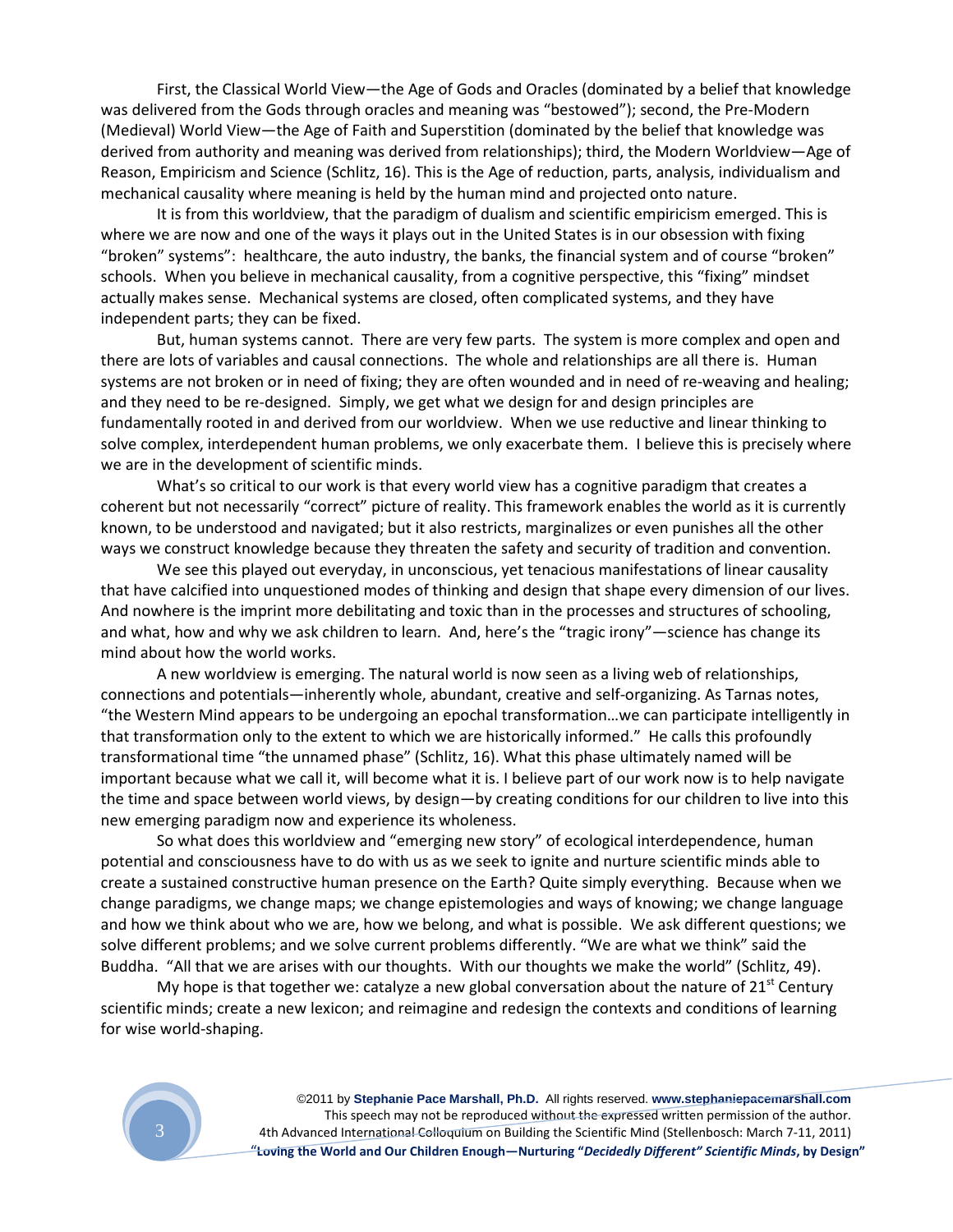First, the Classical World View—the Age of Gods and Oracles (dominated by a belief that knowledge was delivered from the Gods through oracles and meaning was "bestowed"); second, the Pre-Modern (Medieval) World View—the Age of Faith and Superstition (dominated by the belief that knowledge was derived from authority and meaning was derived from relationships); third, the Modern Worldview—Age of Reason, Empiricism and Science (Schlitz, 16). This is the Age of reduction, parts, analysis, individualism and mechanical causality where meaning is held by the human mind and projected onto nature.

It is from this worldview, that the paradigm of dualism and scientific empiricism emerged. This is where we are now and one of the ways it plays out in the United States is in our obsession with fixing "broken" systems": healthcare, the auto industry, the banks, the financial system and of course "broken" schools. When you believe in mechanical causality, from a cognitive perspective, this "fixing" mindset actually makes sense. Mechanical systems are closed, often complicated systems, and they have independent parts; they can be fixed.

But, human systems cannot. There are very few parts. The system is more complex and open and there are lots of variables and causal connections. The whole and relationships are all there is. Human systems are not broken or in need of fixing; they are often wounded and in need of re-weaving and healing; and they need to be re-designed. Simply, we get what we design for and design principles are fundamentally rooted in and derived from our worldview. When we use reductive and linear thinking to solve complex, interdependent human problems, we only exacerbate them. I believe this is precisely where we are in the development of scientific minds.

What's so critical to our work is that every world view has a cognitive paradigm that creates a coherent but not necessarily "correct" picture of reality. This framework enables the world as it is currently known, to be understood and navigated; but it also restricts, marginalizes or even punishes all the other ways we construct knowledge because they threaten the safety and security of tradition and convention.

We see this played out everyday, in unconscious, yet tenacious manifestations of linear causality that have calcified into unquestioned modes of thinking and design that shape every dimension of our lives. And nowhere is the imprint more debilitating and toxic than in the processes and structures of schooling, and what, how and why we ask children to learn. And, here's the "tragic irony"—science has change its mind about how the world works.

A new worldview is emerging. The natural world is now seen as a living web of relationships, connections and potentials—inherently whole, abundant, creative and self-organizing. As Tarnas notes, "the Western Mind appears to be undergoing an epochal transformation…we can participate intelligently in that transformation only to the extent to which we are historically informed." He calls this profoundly transformational time "the unnamed phase" (Schlitz, 16). What this phase ultimately named will be important because what we call it, will become what it is. I believe part of our work now is to help navigate the time and space between world views, by design—by creating conditions for our children to live into this new emerging paradigm now and experience its wholeness.

So what does this worldview and "emerging new story" of ecological interdependence, human potential and consciousness have to do with us as we seek to ignite and nurture scientific minds able to create a sustained constructive human presence on the Earth? Quite simply everything. Because when we change paradigms, we change maps; we change epistemologies and ways of knowing; we change language and how we think about who we are, how we belong, and what is possible. We ask different questions; we solve different problems; and we solve current problems differently. "We are what we think" said the Buddha. "All that we are arises with our thoughts. With our thoughts we make the world" (Schlitz, 49).

My hope is that together we: catalyze a new global conversation about the nature of 21st Century scientific minds; create a new lexicon; and reimagine and redesign the contexts and conditions of learning for wise world-shaping.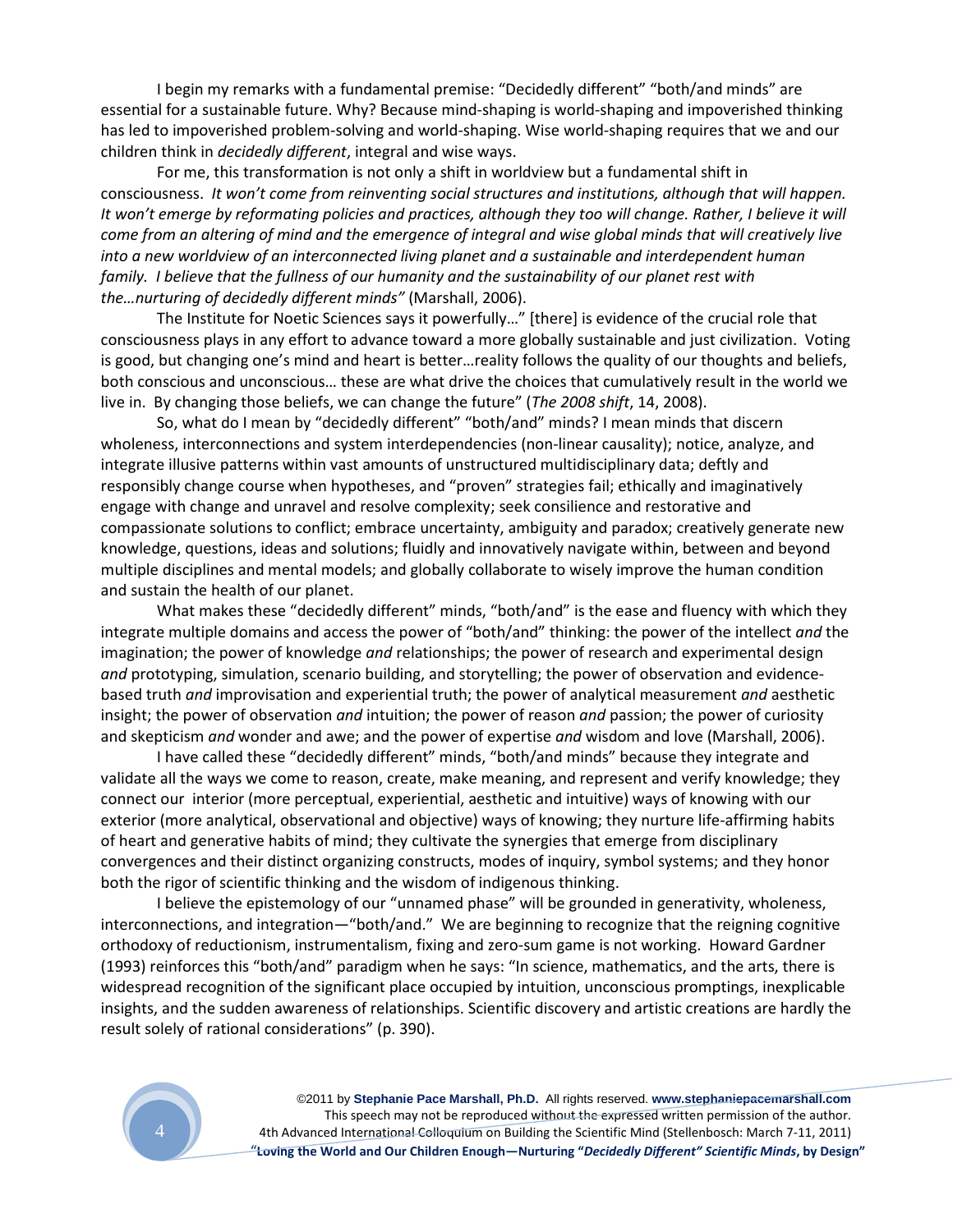I begin my remarks with a fundamental premise: "Decidedly different" "both/and minds" are essential for a sustainable future. Why? Because mind-shaping is world-shaping and impoverished thinking has led to impoverished problem-solving and world-shaping. Wise world-shaping requires that we and our children think in *decidedly different*, integral and wise ways.

For me, this transformation is not only a shift in worldview but a fundamental shift in consciousness. *It won't come from reinventing social structures and institutions, although that will happen. It won't emerge by reformating policies and practices, although they too will change. Rather, I believe it will come from an altering of mind and the emergence of integral and wise global minds that will creatively live into a new worldview of an interconnected living planet and a sustainable and interdependent human family. I believe that the fullness of our humanity and the sustainability of our planet rest with the…nurturing of decidedly different minds"* (Marshall, 2006).

The Institute for Noetic Sciences says it powerfully…" [there] is evidence of the crucial role that consciousness plays in any effort to advance toward a more globally sustainable and just civilization. Voting is good, but changing one's mind and heart is better…reality follows the quality of our thoughts and beliefs, both conscious and unconscious… these are what drive the choices that cumulatively result in the world we live in. By changing those beliefs, we can change the future" (*The 2008 shift*, 14, 2008).

So, what do I mean by "decidedly different" "both/and" minds? I mean minds that discern wholeness, interconnections and system interdependencies (non-linear causality); notice, analyze, and integrate illusive patterns within vast amounts of unstructured multidisciplinary data; deftly and responsibly change course when hypotheses, and "proven" strategies fail; ethically and imaginatively engage with change and unravel and resolve complexity; seek consilience and restorative and compassionate solutions to conflict; embrace uncertainty, ambiguity and paradox; creatively generate new knowledge, questions, ideas and solutions; fluidly and innovatively navigate within, between and beyond multiple disciplines and mental models; and globally collaborate to wisely improve the human condition and sustain the health of our planet.

What makes these "decidedly different" minds, "both/and" is the ease and fluency with which they integrate multiple domains and access the power of "both/and" thinking: the power of the intellect *and* the imagination; the power of knowledge *and* relationships; the power of research and experimental design *and* prototyping, simulation, scenario building, and storytelling; the power of observation and evidence-based truth *and* improvisation and experiential truth; the power of analytical measurement *and* aesthetic insight; the power of observation *and* intuition; the power of reason *and* passion; the power of curiosity and skepticism *and* wonder and awe; and the power of expertise *and* wisdom and love (Marshall, 2006).

I have called these "decidedly different" minds, "both/and minds" because they integrate and validate all the ways we come to reason, create, make meaning, and represent and verify knowledge; they connect our interior (more perceptual, experiential, aesthetic and intuitive) ways of knowing with our exterior (more analytical, observational and objective) ways of knowing; they nurture life-affirming habits of heart and generative habits of mind; they cultivate the synergies that emerge from disciplinary convergences and their distinct organizing constructs, modes of inquiry, symbol systems; and they honor both the rigor of scientific thinking and the wisdom of indigenous thinking.

I believe the epistemology of our "unnamed phase" will be grounded in generativity, wholeness, interconnections, and integration—"both/and." We are beginning to recognize that the reigning cognitive orthodoxy of reductionism, instrumentalism, fixing and zero-sum game is not working. Howard Gardner (1993) reinforces this "both/and" paradigm when he says: "In science, mathematics, and the arts, there is widespread recognition of the significant place occupied by intuition, unconscious promptings, inexplicable insights, and the sudden awareness of relationships. Scientific discovery and artistic creations are hardly the result solely of rational considerations" (p. 390).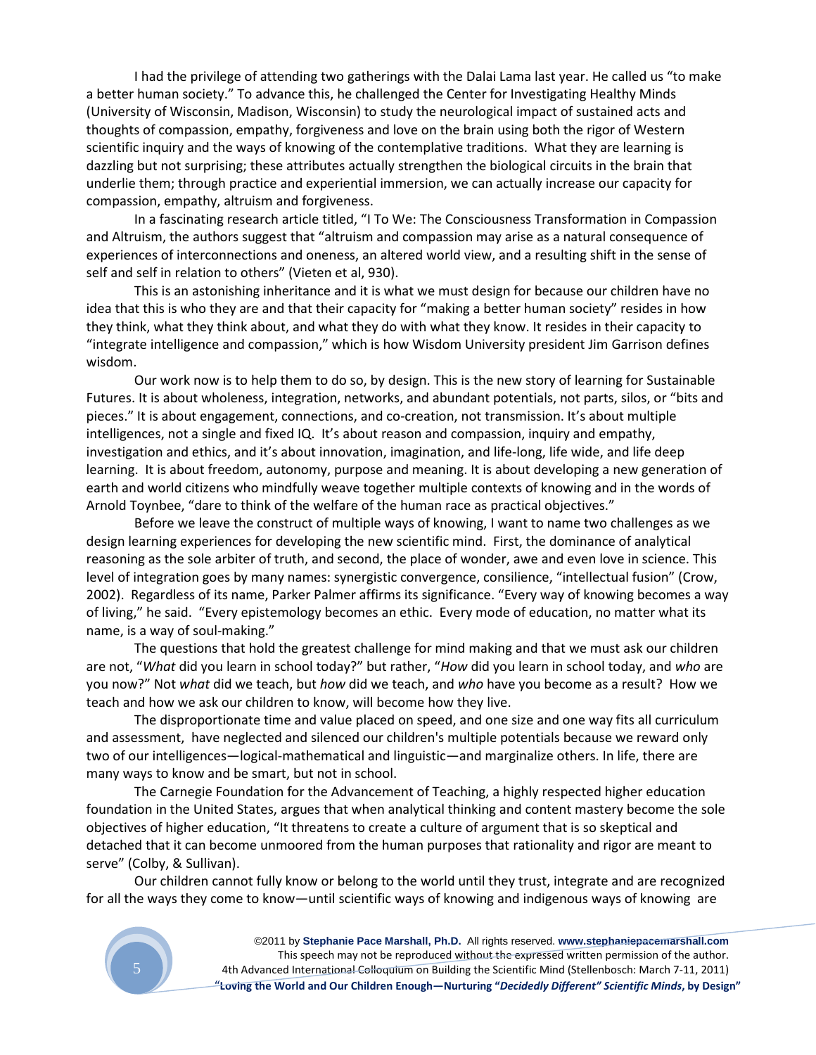I had the privilege of attending two gatherings with the Dalai Lama last year. He called us "to make a better human society." To advance this, he challenged the Center for Investigating Healthy Minds (University of Wisconsin, Madison, Wisconsin) to study the neurological impact of sustained acts and thoughts of compassion, empathy, forgiveness and love on the brain using both the rigor of Western scientific inquiry and the ways of knowing of the contemplative traditions. What they are learning is dazzling but not surprising; these attributes actually strengthen the biological circuits in the brain that underlie them; through practice and experiential immersion, we can actually increase our capacity for compassion, empathy, altruism and forgiveness.

In a fascinating research article titled, "I To We: The Consciousness Transformation in Compassion and Altruism, the authors suggest that "altruism and compassion may arise as a natural consequence of experiences of interconnections and oneness, an altered world view, and a resulting shift in the sense of self and self in relation to others" (Vieten et al, 930).

This is an astonishing inheritance and it is what we must design for because our children have no idea that this is who they are and that their capacity for "making a better human society" resides in how they think, what they think about, and what they do with what they know. It resides in their capacity to "integrate intelligence and compassion," which is how Wisdom University president Jim Garrison defines wisdom.

Our work now is to help them to do so, by design. This is the new story of learning for Sustainable Futures. It is about wholeness, integration, networks, and abundant potentials, not parts, silos, or "bits and pieces." It is about engagement, connections, and co-creation, not transmission. It's about multiple intelligences, not a single and fixed IQ. It's about reason and compassion, inquiry and empathy, investigation and ethics, and it's about innovation, imagination, and life-long, life wide, and life deep learning. It is about freedom, autonomy, purpose and meaning. It is about developing a new generation of earth and world citizens who mindfully weave together multiple contexts of knowing and in the words of Arnold Toynbee, "dare to think of the welfare of the human race as practical objectives."

Before we leave the construct of multiple ways of knowing, I want to name two challenges as we design learning experiences for developing the new scientific mind. First, the dominance of analytical reasoning as the sole arbiter of truth, and second, the place of wonder, awe and even love in science. This level of integration goes by many names: synergistic convergence, consilience, "intellectual fusion" (Crow, 2002). Regardless of its name, Parker Palmer affirms its significance. "Every way of knowing becomes a way of living," he said. "Every epistemology becomes an ethic. Every mode of education, no matter what its name, is a way of soul-making."

The questions that hold the greatest challenge for mind making and that we must ask our children are not, "*What* did you learn in school today?" but rather, "*How* did you learn in school today, and *who* are you now?" Not *what* did we teach, but *how* did we teach, and *who* have you become as a result? How we teach and how we ask our children to know, will become how they live.

The disproportionate time and value placed on speed, and one size and one way fits all curriculum and assessment, have neglected and silenced our children's multiple potentials because we reward only two of our intelligences—logical-mathematical and linguistic—and marginalize others. In life, there are many ways to know and be smart, but not in school.

The Carnegie Foundation for the Advancement of Teaching, a highly respected higher education foundation in the United States, argues that when analytical thinking and content mastery become the sole objectives of higher education, "It threatens to create a culture of argument that is so skeptical and detached that it can become unmoored from the human purposes that rationality and rigor are meant to serve" (Colby, & Sullivan).

Our children cannot fully know or belong to the world until they trust, integrate and are recognized for all the ways they come to know—until scientific ways of knowing and indigenous ways of knowing are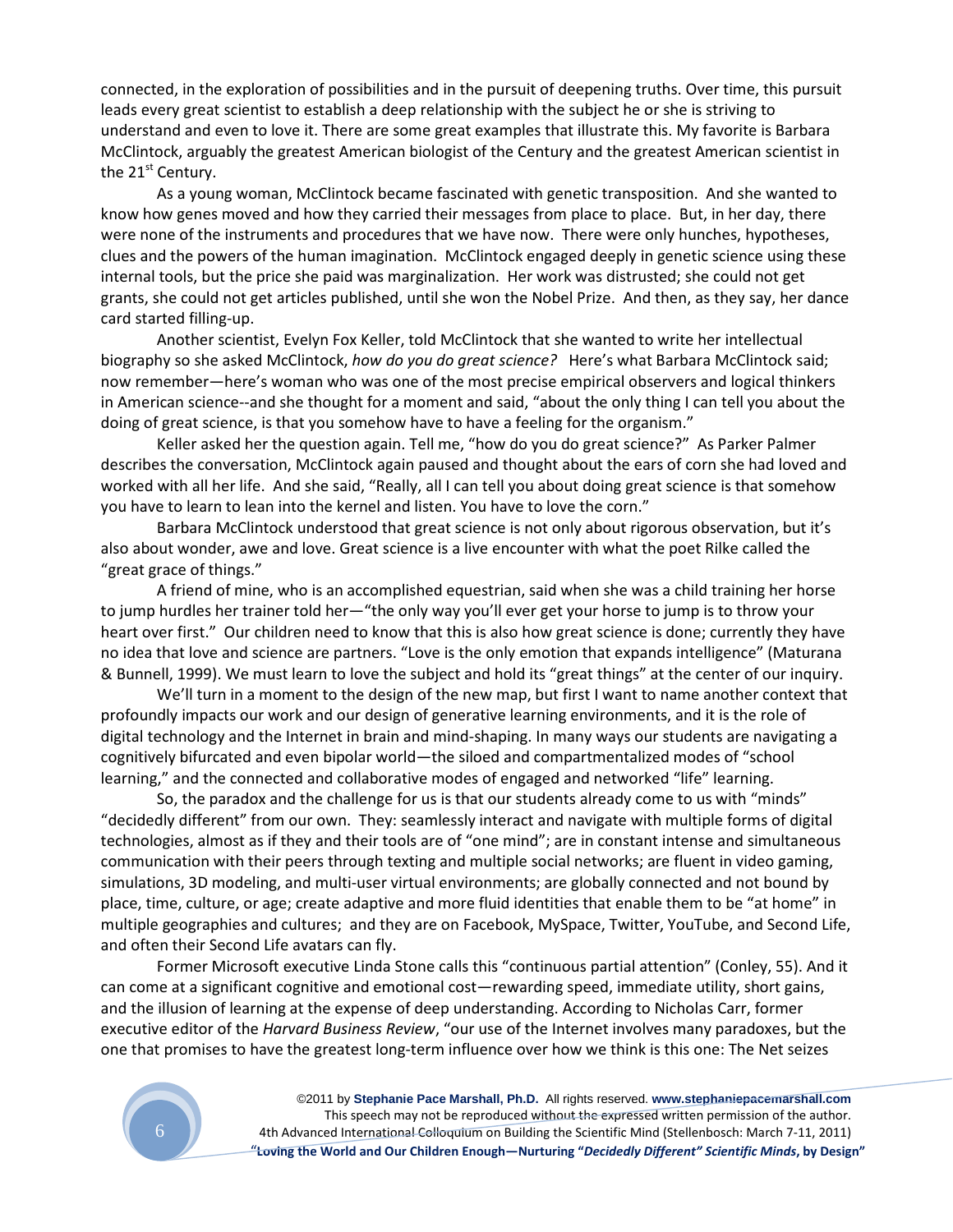connected, in the exploration of possibilities and in the pursuit of deepening truths. Over time, this pursuit leads every great scientist to establish a deep relationship with the subject he or she is striving to understand and even to love it. There are some great examples that illustrate this. My favorite is Barbara McClintock, arguably the greatest American biologist of the Century and the greatest American scientist in the 21st Century.

As a young woman, McClintock became fascinated with genetic transposition. And she wanted to know how genes moved and how they carried their messages from place to place. But, in her day, there were none of the instruments and procedures that we have now. There were only hunches, hypotheses, clues and the powers of the human imagination. McClintock engaged deeply in genetic science using these internal tools, but the price she paid was marginalization. Her work was distrusted; she could not get grants, she could not get articles published, until she won the Nobel Prize. And then, as they say, her dance card started filling-up.

Another scientist, Evelyn Fox Keller, told McClintock that she wanted to write her intellectual biography so she asked McClintock, *how do you do great science?* Here's what Barbara McClintock said; now remember—here's woman who was one of the most precise empirical observers and logical thinkers in American science--and she thought for a moment and said, "about the only thing I can tell you about the doing of great science, is that you somehow have to have a feeling for the organism."

Keller asked her the question again. Tell me, "how do you do great science?" As Parker Palmer describes the conversation, McClintock again paused and thought about the ears of corn she had loved and worked with all her life. And she said, "Really, all I can tell you about doing great science is that somehow you have to learn to lean into the kernel and listen. You have to love the corn."

Barbara McClintock understood that great science is not only about rigorous observation, but it's also about wonder, awe and love. Great science is a live encounter with what the poet Rilke called the "great grace of things."

A friend of mine, who is an accomplished equestrian, said when she was a child training her horse to jump hurdles her trainer told her—"the only way you'll ever get your horse to jump is to throw your heart over first." Our children need to know that this is also how great science is done; currently they have no idea that love and science are partners. "Love is the only emotion that expands intelligence" (Maturana & Bunnell, 1999). We must learn to love the subject and hold its "great things" at the center of our inquiry.

We'll turn in a moment to the design of the new map, but first I want to name another context that profoundly impacts our work and our design of generative learning environments, and it is the role of digital technology and the Internet in brain and mind-shaping. In many ways our students are navigating a cognitively bifurcated and even bipolar world—the siloed and compartmentalized modes of "school learning," and the connected and collaborative modes of engaged and networked "life" learning.

So, the paradox and the challenge for us is that our students already come to us with "minds" "decidedly different" from our own. They: seamlessly interact and navigate with multiple forms of digital technologies, almost as if they and their tools are of "one mind"; are in constant intense and simultaneous communication with their peers through texting and multiple social networks; are fluent in video gaming, simulations, 3D modeling, and multi-user virtual environments; are globally connected and not bound by place, time, culture, or age; create adaptive and more fluid identities that enable them to be "at home" in multiple geographies and cultures; and they are on Facebook, MySpace, Twitter, YouTube, and Second Life, and often their Second Life avatars can fly.

Former Microsoft executive Linda Stone calls this "continuous partial attention" (Conley, 55). And it can come at a significant cognitive and emotional cost—rewarding speed, immediate utility, short gains, and the illusion of learning at the expense of deep understanding. According to Nicholas Carr, former executive editor of the *Harvard Business Review*, "our use of the Internet involves many paradoxes, but the one that promises to have the greatest long-term influence over how we think is this one: The Net seizes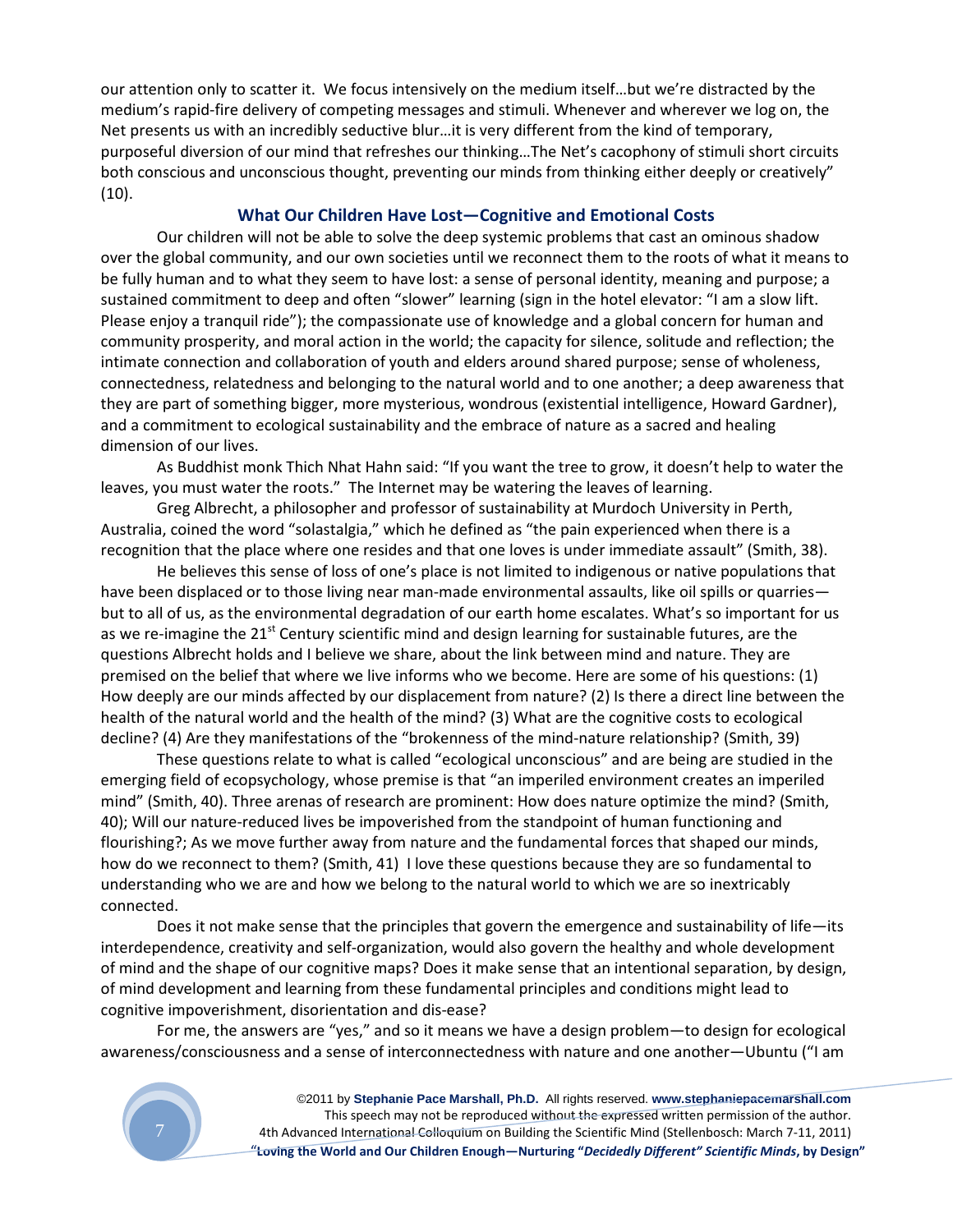our attention only to scatter it. We focus intensively on the medium itself…but we're distracted by the medium's rapid-fire delivery of competing messages and stimuli. Whenever and wherever we log on, the Net presents us with an incredibly seductive blur…it is very different from the kind of temporary, purposeful diversion of our mind that refreshes our thinking…The Net's cacophony of stimuli short circuits both conscious and unconscious thought, preventing our minds from thinking either deeply or creatively" (10).

## What Our Children Have Lost—Cognitive and Emotional Costs

Our children will not be able to solve the deep systemic problems that cast an ominous shadow over the global community, and our own societies until we reconnect them to the roots of what it means to be fully human and to what they seem to have lost: a sense of personal identity, meaning and purpose; a sustained commitment to deep and often "slower" learning (sign in the hotel elevator: "I am a slow lift. Please enjoy a tranquil ride"); the compassionate use of knowledge and a global concern for human and community prosperity, and moral action in the world; the capacity for silence, solitude and reflection; the intimate connection and collaboration of youth and elders around shared purpose; sense of wholeness, connectedness, relatedness and belonging to the natural world and to one another; a deep awareness that they are part of something bigger, more mysterious, wondrous (existential intelligence, Howard Gardner), and a commitment to ecological sustainability and the embrace of nature as a sacred and healing dimension of our lives.

As Buddhist monk Thich Nhat Hahn said: "If you want the tree to grow, it doesn't help to water the leaves, you must water the roots." The Internet may be watering the leaves of learning.

Greg Albrecht, a philosopher and professor of sustainability at Murdoch University in Perth, Australia, coined the word "solastalgia," which he defined as "the pain experienced when there is a recognition that the place where one resides and that one loves is under immediate assault" (Smith, 38).

He believes this sense of loss of one's place is not limited to indigenous or native populations that have been displaced or to those living near man-made environmental assaults, like oil spills or quarries—but to all of us, as the environmental degradation of our earth home escalates. What's so important for us as we re-imagine the 21st Century scientific mind and design learning for sustainable futures, are the questions Albrecht holds and I believe we share, about the link between mind and nature. They are premised on the belief that where we live informs who we become. Here are some of his questions: (1) How deeply are our minds affected by our displacement from nature? (2) Is there a direct line between the health of the natural world and the health of the mind? (3) What are the cognitive costs to ecological decline? (4) Are they manifestations of the "brokenness of the mind-nature relationship? (Smith, 39)

These questions relate to what is called "ecological unconscious" and are being are studied in the emerging field of ecopsychology, whose premise is that "an imperiled environment creates an imperiled mind" (Smith, 40). Three arenas of research are prominent: How does nature optimize the mind? (Smith, 40); Will our nature-reduced lives be impoverished from the standpoint of human functioning and flourishing?; As we move further away from nature and the fundamental forces that shaped our minds, how do we reconnect to them? (Smith, 41) I love these questions because they are so fundamental to understanding who we are and how we belong to the natural world to which we are so inextricably connected.

Does it not make sense that the principles that govern the emergence and sustainability of life—its interdependence, creativity and self-organization, would also govern the healthy and whole development of mind and the shape of our cognitive maps? Does it make sense that an intentional separation, by design, of mind development and learning from these fundamental principles and conditions might lead to cognitive impoverishment, disorientation and dis-ease?

For me, the answers are "yes," and so it means we have a design problem—to design for ecological awareness/consciousness and a sense of interconnectedness with nature and one another—Ubuntu ("I am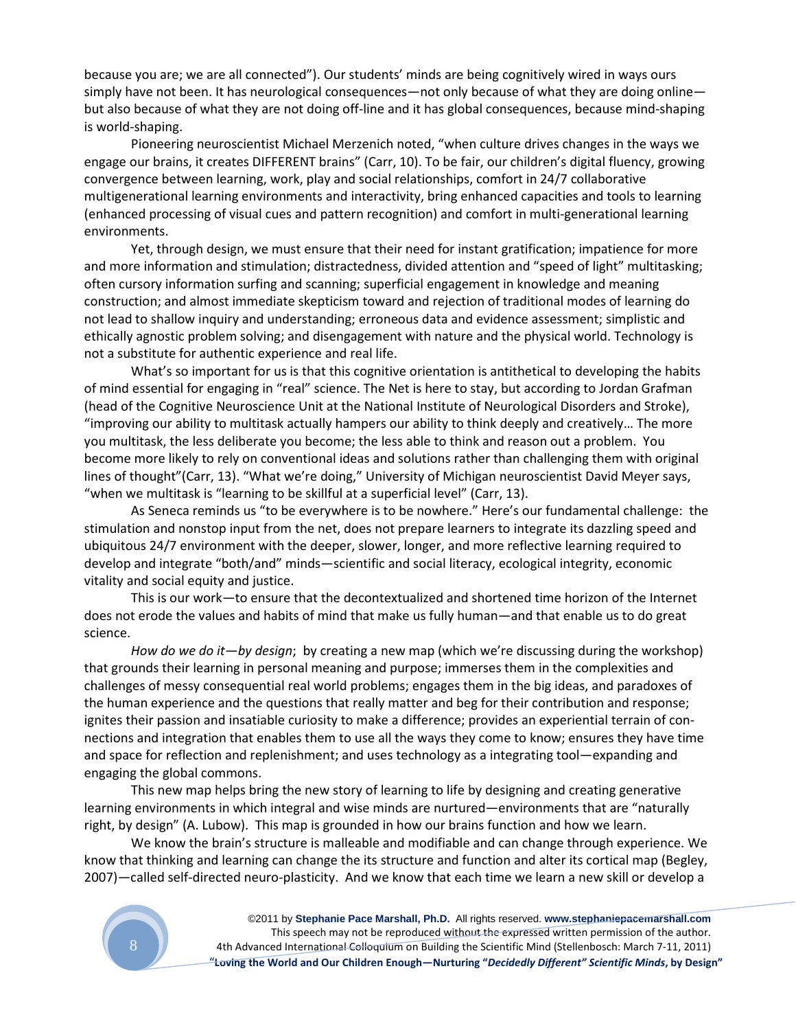because you are; we are all connected"). Our students' minds are being cognitively wired in ways ours simply have not been. It has neurological consequences—not only because of what they are doing online—but also because of what they are not doing off-line and it has global consequences, because mind-shaping is world-shaping.

Pioneering neuroscientist Michael Merzenich noted, "when culture drives changes in the ways we engage our brains, it creates DIFFERENT brains" (Carr, 10). To be fair, our children's digital fluency, growing convergence between learning, work, play and social relationships, comfort in 24/7 collaborative multigenerational learning environments and interactivity, bring enhanced capacities and tools to learning (enhanced processing of visual cues and pattern recognition) and comfort in multi-generational learning environments.

Yet, through design, we must ensure that their need for instant gratification; impatience for more and more information and stimulation; distractedness, divided attention and "speed of light" multitasking; often cursory information surfing and scanning; superficial engagement in knowledge and meaning construction; and almost immediate skepticism toward and rejection of traditional modes of learning do not lead to shallow inquiry and understanding; erroneous data and evidence assessment; simplistic and ethically agnostic problem solving; and disengagement with nature and the physical world. Technology is not a substitute for authentic experience and real life.

What's so important for us is that this cognitive orientation is antithetical to developing the habits of mind essential for engaging in "real" science. The Net is here to stay, but according to Jordan Grafman (head of the Cognitive Neuroscience Unit at the National Institute of Neurological Disorders and Stroke), "improving our ability to multitask actually hampers our ability to think deeply and creatively… The more you multitask, the less deliberate you become; the less able to think and reason out a problem. You become more likely to rely on conventional ideas and solutions rather than challenging them with original lines of thought"(Carr, 13). "What we're doing," University of Michigan neuroscientist David Meyer says, "when we multitask is "learning to be skillful at a superficial level" (Carr, 13).

As Seneca reminds us "to be everywhere is to be nowhere." Here's our fundamental challenge: the stimulation and nonstop input from the net, does not prepare learners to integrate its dazzling speed and ubiquitous 24/7 environment with the deeper, slower, longer, and more reflective learning required to develop and integrate "both/and" minds—scientific and social literacy, ecological integrity, economic vitality and social equity and justice.

This is our work—to ensure that the decontextualized and shortened time horizon of the Internet does not erode the values and habits of mind that make us fully human—and that enable us to do great science.

*How do we do it—by design*; by creating a new map (which we're discussing during the workshop) that grounds their learning in personal meaning and purpose; immerses them in the complexities and challenges of messy consequential real world problems; engages them in the big ideas, and paradoxes of the human experience and the questions that really matter and beg for their contribution and response; ignites their passion and insatiable curiosity to make a difference; provides an experiential terrain of con-nections and integration that enables them to use all the ways they come to know; ensures they have time and space for reflection and replenishment; and uses technology as a integrating tool—expanding and engaging the global commons.

This new map helps bring the new story of learning to life by designing and creating generative learning environments in which integral and wise minds are nurtured—environments that are "naturally right, by design" (A. Lubow). This map is grounded in how our brains function and how we learn.

We know the brain's structure is malleable and modifiable and can change through experience. We know that thinking and learning can change the its structure and function and alter its cortical map (Begley, 2007)—called self-directed neuro-plasticity. And we know that each time we learn a new skill or develop a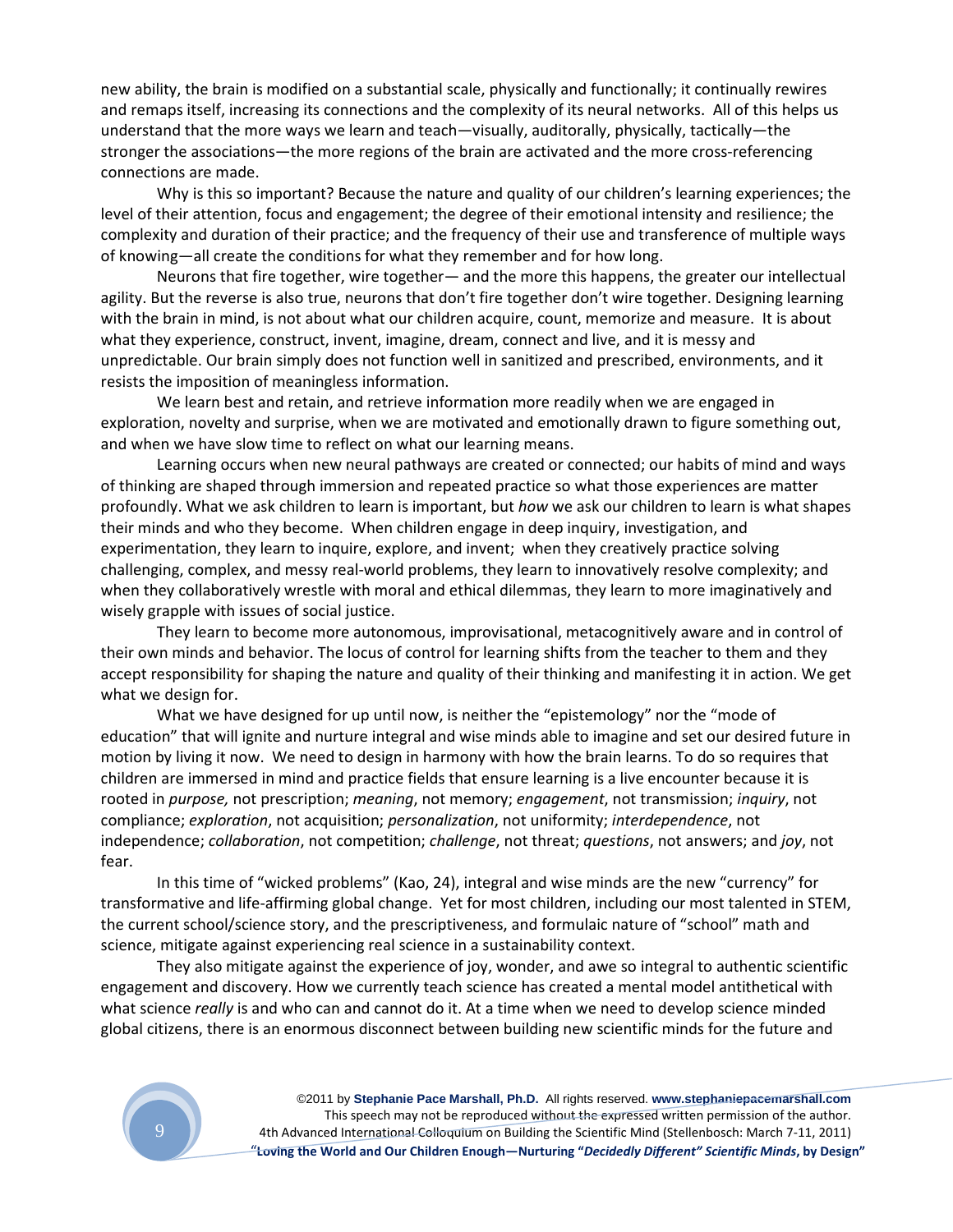new ability, the brain is modified on a substantial scale, physically and functionally; it continually rewires and remaps itself, increasing its connections and the complexity of its neural networks. All of this helps us understand that the more ways we learn and teach—visually, auditorally, physically, tactically—the stronger the associations—the more regions of the brain are activated and the more cross-referencing connections are made.

Why is this so important? Because the nature and quality of our children's learning experiences; the level of their attention, focus and engagement; the degree of their emotional intensity and resilience; the complexity and duration of their practice; and the frequency of their use and transference of multiple ways of knowing—all create the conditions for what they remember and for how long.

Neurons that fire together, wire together— and the more this happens, the greater our intellectual agility. But the reverse is also true, neurons that don't fire together don't wire together. Designing learning with the brain in mind, is not about what our children acquire, count, memorize and measure. It is about what they experience, construct, invent, imagine, dream, connect and live, and it is messy and unpredictable. Our brain simply does not function well in sanitized and prescribed, environments, and it resists the imposition of meaningless information.

We learn best and retain, and retrieve information more readily when we are engaged in exploration, novelty and surprise, when we are motivated and emotionally drawn to figure something out, and when we have slow time to reflect on what our learning means.

Learning occurs when new neural pathways are created or connected; our habits of mind and ways of thinking are shaped through immersion and repeated practice so what those experiences are matter profoundly. What we ask children to learn is important, but *how* we ask our children to learn is what shapes their minds and who they become. When children engage in deep inquiry, investigation, and experimentation, they learn to inquire, explore, and invent; when they creatively practice solving challenging, complex, and messy real-world problems, they learn to innovatively resolve complexity; and when they collaboratively wrestle with moral and ethical dilemmas, they learn to more imaginatively and wisely grapple with issues of social justice.

They learn to become more autonomous, improvisational, metacognitively aware and in control of their own minds and behavior. The locus of control for learning shifts from the teacher to them and they accept responsibility for shaping the nature and quality of their thinking and manifesting it in action. We get what we design for.

What we have designed for up until now, is neither the "epistemology" nor the "mode of education" that will ignite and nurture integral and wise minds able to imagine and set our desired future in motion by living it now. We need to design in harmony with how the brain learns. To do so requires that children are immersed in mind and practice fields that ensure learning is a live encounter because it is rooted in *purpose,* not prescription; *meaning*, not memory; *engagement*, not transmission; *inquiry*, not compliance; *exploration*, not acquisition; *personalization*, not uniformity; *interdependence*, not independence; *collaboration*, not competition; *challenge*, not threat; *questions*, not answers; and *joy*, not fear.

In this time of "wicked problems" (Kao, 24), integral and wise minds are the new "currency" for transformative and life-affirming global change. Yet for most children, including our most talented in STEM, the current school/science story, and the prescriptiveness, and formulaic nature of "school" math and science, mitigate against experiencing real science in a sustainability context.

They also mitigate against the experience of joy, wonder, and awe so integral to authentic scientific engagement and discovery. How we currently teach science has created a mental model antithetical with what science *really* is and who can and cannot do it. At a time when we need to develop science minded global citizens, there is an enormous disconnect between building new scientific minds for the future and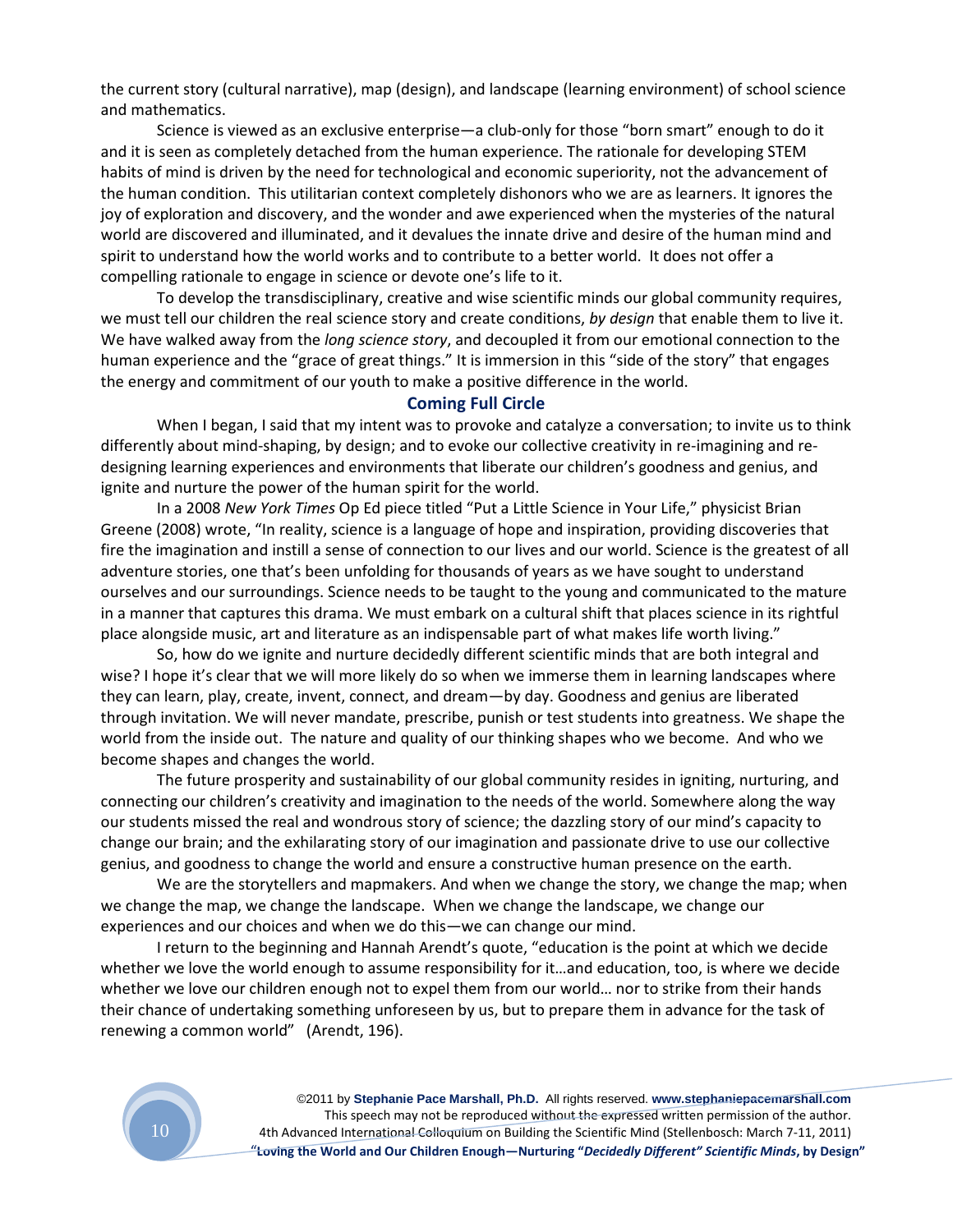the current story (cultural narrative), map (design), and landscape (learning environment) of school science and mathematics.

Science is viewed as an exclusive enterprise—a club-only for those "born smart" enough to do it and it is seen as completely detached from the human experience. The rationale for developing STEM habits of mind is driven by the need for technological and economic superiority, not the advancement of the human condition. This utilitarian context completely dishonors who we are as learners. It ignores the joy of exploration and discovery, and the wonder and awe experienced when the mysteries of the natural world are discovered and illuminated, and it devalues the innate drive and desire of the human mind and spirit to understand how the world works and to contribute to a better world. It does not offer a compelling rationale to engage in science or devote one's life to it.

To develop the transdisciplinary, creative and wise scientific minds our global community requires, we must tell our children the real science story and create conditions, *by design* that enable them to live it. We have walked away from the *long science story*, and decoupled it from our emotional connection to the human experience and the "grace of great things." It is immersion in this "side of the story" that engages the energy and commitment of our youth to make a positive difference in the world.

## Coming Full Circle

When I began, I said that my intent was to provoke and catalyze a conversation; to invite us to think differently about mind-shaping, by design; and to evoke our collective creativity in re-imagining and re-designing learning experiences and environments that liberate our children's goodness and genius, and ignite and nurture the power of the human spirit for the world.

In a 2008 *New York Times* Op Ed piece titled "Put a Little Science in Your Life," physicist Brian Greene (2008) wrote, "In reality, science is a language of hope and inspiration, providing discoveries that fire the imagination and instill a sense of connection to our lives and our world. Science is the greatest of all adventure stories, one that's been unfolding for thousands of years as we have sought to understand ourselves and our surroundings. Science needs to be taught to the young and communicated to the mature in a manner that captures this drama. We must embark on a cultural shift that places science in its rightful place alongside music, art and literature as an indispensable part of what makes life worth living."

So, how do we ignite and nurture decidedly different scientific minds that are both integral and wise? I hope it's clear that we will more likely do so when we immerse them in learning landscapes where they can learn, play, create, invent, connect, and dream—by day. Goodness and genius are liberated through invitation. We will never mandate, prescribe, punish or test students into greatness. We shape the world from the inside out. The nature and quality of our thinking shapes who we become. And who we become shapes and changes the world.

The future prosperity and sustainability of our global community resides in igniting, nurturing, and connecting our children's creativity and imagination to the needs of the world. Somewhere along the way our students missed the real and wondrous story of science; the dazzling story of our mind's capacity to change our brain; and the exhilarating story of our imagination and passionate drive to use our collective genius, and goodness to change the world and ensure a constructive human presence on the earth.

We are the storytellers and mapmakers. And when we change the story, we change the map; when we change the map, we change the landscape. When we change the landscape, we change our experiences and our choices and when we do this—we can change our mind.

I return to the beginning and Hannah Arendt's quote, "education is the point at which we decide whether we love the world enough to assume responsibility for it…and education, too, is where we decide whether we love our children enough not to expel them from our world… nor to strike from their hands their chance of undertaking something unforeseen by us, but to prepare them in advance for the task of renewing a common world" (Arendt, 196).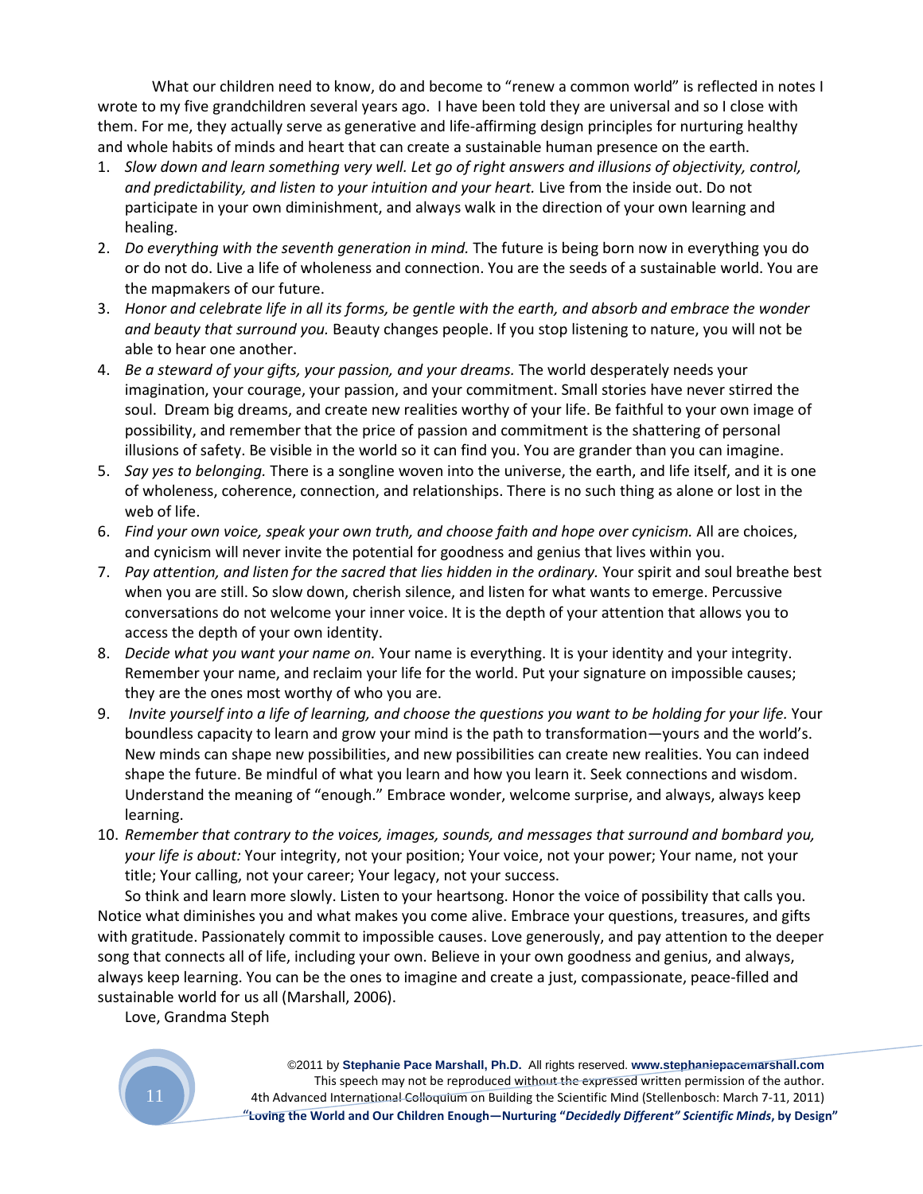What our children need to know, do and become to "renew a common world" is reflected in notes I wrote to my five grandchildren several years ago. I have been told they are universal and so I close with them. For me, they actually serve as generative and life-affirming design principles for nurturing healthy and whole habits of minds and heart that can create a sustainable human presence on the earth.

1. *Slow down and learn something very well. Let go of right answers and illusions of objectivity, control, and predictability, and listen to your intuition and your heart.* Live from the inside out. Do not participate in your own diminishment, and always walk in the direction of your own learning and healing.
2. *Do everything with the seventh generation in mind.* The future is being born now in everything you do or do not do. Live a life of wholeness and connection. You are the seeds of a sustainable world. You are the mapmakers of our future.
3. *Honor and celebrate life in all its forms, be gentle with the earth, and absorb and embrace the wonder and beauty that surround you.* Beauty changes people. If you stop listening to nature, you will not be able to hear one another.
4. *Be a steward of your gifts, your passion, and your dreams.* The world desperately needs your imagination, your courage, your passion, and your commitment. Small stories have never stirred the soul. Dream big dreams, and create new realities worthy of your life. Be faithful to your own image of possibility, and remember that the price of passion and commitment is the shattering of personal illusions of safety. Be visible in the world so it can find you. You are grander than you can imagine.
5. *Say yes to belonging.* There is a songline woven into the universe, the earth, and life itself, and it is one of wholeness, coherence, connection, and relationships. There is no such thing as alone or lost in the web of life.
6. *Find your own voice, speak your own truth, and choose faith and hope over cynicism.* All are choices, and cynicism will never invite the potential for goodness and genius that lives within you.
7. *Pay attention, and listen for the sacred that lies hidden in the ordinary.* Your spirit and soul breathe best when you are still. So slow down, cherish silence, and listen for what wants to emerge. Percussive conversations do not welcome your inner voice. It is the depth of your attention that allows you to access the depth of your own identity.
8. *Decide what you want your name on.* Your name is everything. It is your identity and your integrity. Remember your name, and reclaim your life for the world. Put your signature on impossible causes; they are the ones most worthy of who you are.
9. *Invite yourself into a life of learning, and choose the questions you want to be holding for your life.* Your boundless capacity to learn and grow your mind is the path to transformation—yours and the world's. New minds can shape new possibilities, and new possibilities can create new realities. You can indeed shape the future. Be mindful of what you learn and how you learn it. Seek connections and wisdom. Understand the meaning of "enough." Embrace wonder, welcome surprise, and always, always keep learning.
10. *Remember that contrary to the voices, images, sounds, and messages that surround and bombard you, your life is about:* Your integrity, not your position; Your voice, not your power; Your name, not your title; Your calling, not your career; Your legacy, not your success.

So think and learn more slowly. Listen to your heartsong. Honor the voice of possibility that calls you. Notice what diminishes you and what makes you come alive. Embrace your questions, treasures, and gifts with gratitude. Passionately commit to impossible causes. Love generously, and pay attention to the deeper song that connects all of life, including your own. Believe in your own goodness and genius, and always, always keep learning. You can be the ones to imagine and create a just, compassionate, peace-filled and sustainable world for us all (Marshall, 2006).

Love, Grandma Steph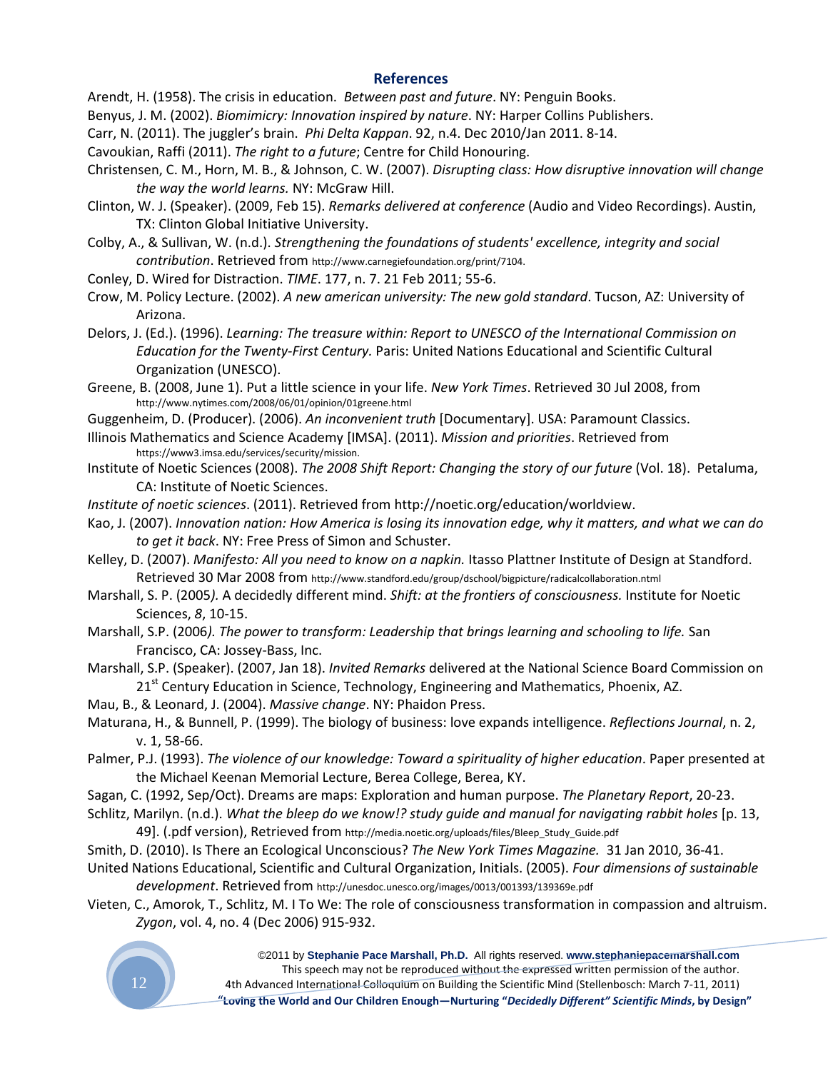## References

Arendt, H. (1958). The crisis in education. *Between past and future*. NY: Penguin Books.

Benyus, J. M. (2002). *Biomimicry: Innovation inspired by nature*. NY: Harper Collins Publishers.

Carr, N. (2011). The juggler's brain. *Phi Delta Kappan*. 92, n.4. Dec 2010/Jan 2011. 8-14.

Cavoukian, Raffi (2011). *The right to a future*; Centre for Child Honouring.

Christensen, C. M., Horn, M. B., & Johnson, C. W. (2007). *Disrupting class: How disruptive innovation will change the way the world learns.* NY: McGraw Hill.

Clinton, W. J. (Speaker). (2009, Feb 15). *Remarks delivered at conference* (Audio and Video Recordings). Austin, TX: Clinton Global Initiative University.

Colby, A., & Sullivan, W. (n.d.). *Strengthening the foundations of students' excellence, integrity and social contribution*. Retrieved from http://www.carnegiefoundation.org/print/7104.

Conley, D. Wired for Distraction. *TIME*. 177, n. 7. 21 Feb 2011; 55-6.

Crow, M. Policy Lecture. (2002). *A new american university: The new gold standard*. Tucson, AZ: University of Arizona.

Delors, J. (Ed.). (1996). *Learning: The treasure within: Report to UNESCO of the International Commission on Education for the Twenty-First Century.* Paris: United Nations Educational and Scientific Cultural Organization (UNESCO).

Greene, B. (2008, June 1). Put a little science in your life. *New York Times*. Retrieved 30 Jul 2008, from http://www.nytimes.com/2008/06/01/opinion/01greene.html

Guggenheim, D. (Producer). (2006). *An inconvenient truth* [Documentary]. USA: Paramount Classics.

Illinois Mathematics and Science Academy [IMSA]. (2011). *Mission and priorities*. Retrieved from https://www3.imsa.edu/services/security/mission.

Institute of Noetic Sciences (2008). *The 2008 Shift Report: Changing the story of our future* (Vol. 18). Petaluma, CA: Institute of Noetic Sciences.

*Institute of noetic sciences*. (2011). Retrieved from http://noetic.org/education/worldview.

Kao, J. (2007). *Innovation nation: How America is losing its innovation edge, why it matters, and what we can do to get it back*. NY: Free Press of Simon and Schuster.

Kelley, D. (2007). *Manifesto: All you need to know on a napkin.* Itasso Plattner Institute of Design at Standford. Retrieved 30 Mar 2008 from http://www.standford.edu/group/dschool/bigpicture/radicalcollaboration.ntml

Marshall, S. P. (2005*).* A decidedly different mind. *Shift: at the frontiers of consciousness.* Institute for Noetic Sciences, *8*, 10-15.

Marshall, S.P. (2006*). The power to transform: Leadership that brings learning and schooling to life.* San Francisco, CA: Jossey-Bass, Inc.

Marshall, S.P. (Speaker). (2007, Jan 18). *Invited Remarks* delivered at the National Science Board Commission on 21st Century Education in Science, Technology, Engineering and Mathematics, Phoenix, AZ.

Mau, B., & Leonard, J. (2004). *Massive change*. NY: Phaidon Press.

Maturana, H., & Bunnell, P. (1999). The biology of business: love expands intelligence. *Reflections Journal*, n. 2, v. 1, 58-66.

Palmer, P.J. (1993). *The violence of our knowledge: Toward a spirituality of higher education*. Paper presented at the Michael Keenan Memorial Lecture, Berea College, Berea, KY.

Sagan, C. (1992, Sep/Oct). Dreams are maps: Exploration and human purpose. *The Planetary Report*, 20-23.

Schlitz, Marilyn. (n.d.). *What the bleep do we know!? study guide and manual for navigating rabbit holes* [p. 13, 49]. (.pdf version), Retrieved from http://media.noetic.org/uploads/files/Bleep_Study_Guide.pdf

Smith, D. (2010). Is There an Ecological Unconscious? *The New York Times Magazine.* 31 Jan 2010, 36-41.

United Nations Educational, Scientific and Cultural Organization, Initials. (2005). *Four dimensions of sustainable development*. Retrieved from http://unesdoc.unesco.org/images/0013/001393/139369e.pdf

Vieten, C., Amorok, T., Schlitz, M. I To We: The role of consciousness transformation in compassion and altruism. *Zygon*, vol. 4, no. 4 (Dec 2006) 915-932.